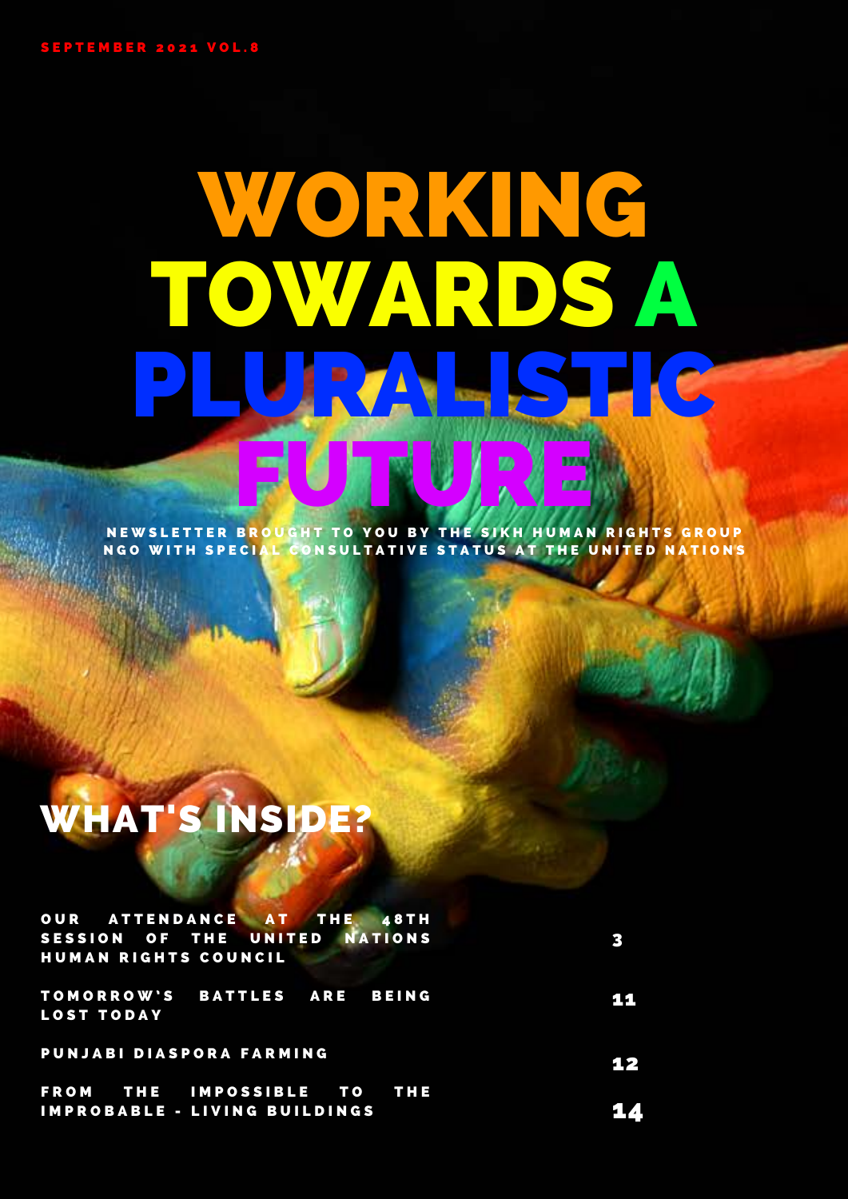SEPTEMBER 2021 VOL.8

# WORKING TOWARDS A PLURALISTIC FUTURE

NEWSLETTER BROUGHT TO YOU BY THE SIKH HUMAN RIGHTS GROUP
NGO WITH SPECIAL CONSULTATIVE STATUS AT THE UNITED NATIONS

## WHAT'S INSIDE?

| | |
|---|---|
| OUR ATTENDANCE AT THE 48TH SESSION OF THE UNITED NATIONS HUMAN RIGHTS COUNCIL | 3 |
| TOMORROW'S BATTLES ARE BEING LOST TODAY | 11 |
| PUNJABI DIASPORA FARMING | 12 |
| FROM THE IMPOSSIBLE TO THE IMPROBABLE - LIVING BUILDINGS | 14 |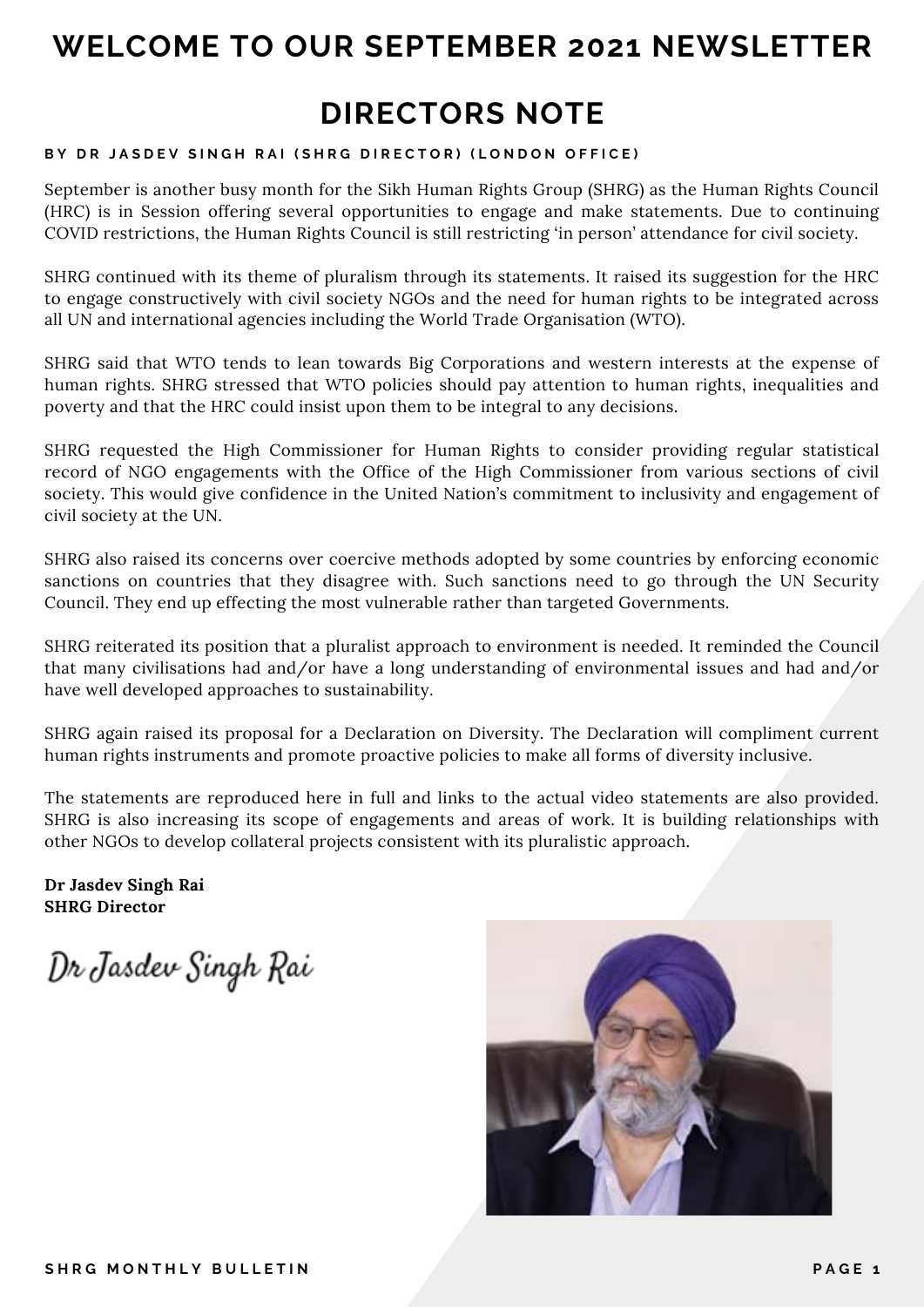# WELCOME TO OUR SEPTEMBER 2021 NEWSLETTER

## DIRECTORS NOTE

**BY DR JASDEV SINGH RAI (SHRG DIRECTOR) (LONDON OFFICE)**

September is another busy month for the Sikh Human Rights Group (SHRG) as the Human Rights Council (HRC) is in Session offering several opportunities to engage and make statements. Due to continuing COVID restrictions, the Human Rights Council is still restricting 'in person' attendance for civil society.

SHRG continued with its theme of pluralism through its statements. It raised its suggestion for the HRC to engage constructively with civil society NGOs and the need for human rights to be integrated across all UN and international agencies including the World Trade Organisation (WTO).

SHRG said that WTO tends to lean towards Big Corporations and western interests at the expense of human rights. SHRG stressed that WTO policies should pay attention to human rights, inequalities and poverty and that the HRC could insist upon them to be integral to any decisions.

SHRG requested the High Commissioner for Human Rights to consider providing regular statistical record of NGO engagements with the Office of the High Commissioner from various sections of civil society. This would give confidence in the United Nation's commitment to inclusivity and engagement of civil society at the UN.

SHRG also raised its concerns over coercive methods adopted by some countries by enforcing economic sanctions on countries that they disagree with. Such sanctions need to go through the UN Security Council. They end up effecting the most vulnerable rather than targeted Governments.

SHRG reiterated its position that a pluralist approach to environment is needed. It reminded the Council that many civilisations had and/or have a long understanding of environmental issues and had and/or have well developed approaches to sustainability.

SHRG again raised its proposal for a Declaration on Diversity. The Declaration will compliment current human rights instruments and promote proactive policies to make all forms of diversity inclusive.

The statements are reproduced here in full and links to the actual video statements are also provided. SHRG is also increasing its scope of engagements and areas of work. It is building relationships with other NGOs to develop collateral projects consistent with its pluralistic approach.

**Dr Jasdev Singh Rai**
**SHRG Director**

*Dr Jasdev Singh Rai*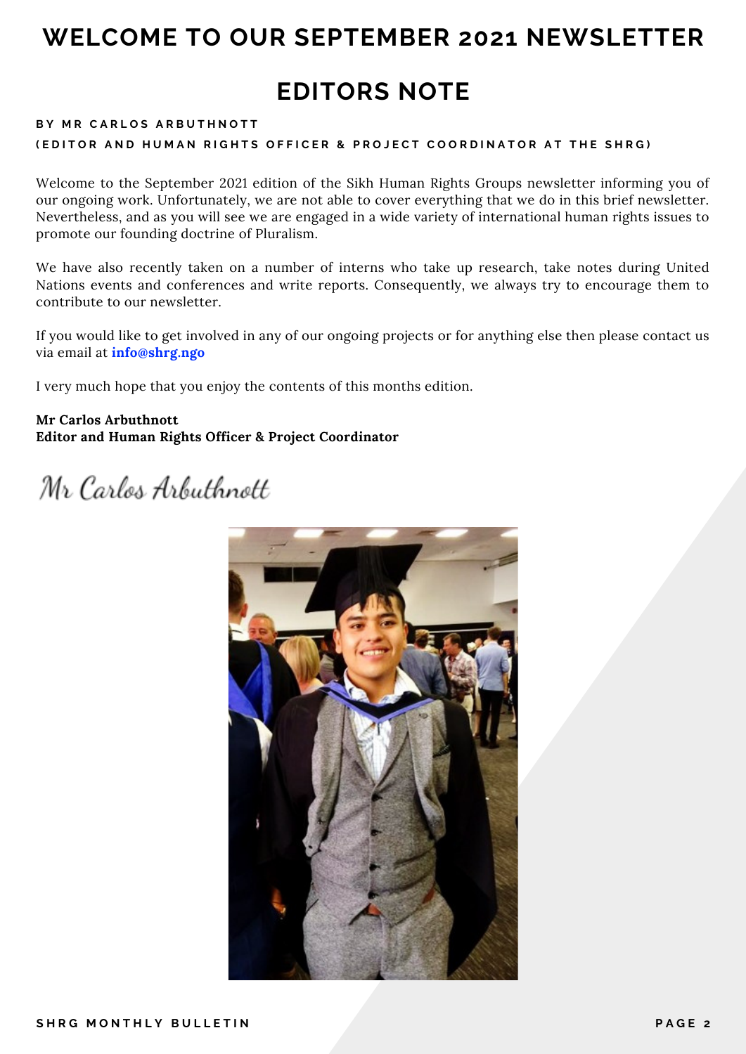# WELCOME TO OUR SEPTEMBER 2021 NEWSLETTER

## EDITORS NOTE

**BY MR CARLOS ARBUTHNOTT**

**(EDITOR AND HUMAN RIGHTS OFFICER & PROJECT COORDINATOR AT THE SHRG)**

Welcome to the September 2021 edition of the Sikh Human Rights Groups newsletter informing you of our ongoing work. Unfortunately, we are not able to cover everything that we do in this brief newsletter. Nevertheless, and as you will see we are engaged in a wide variety of international human rights issues to promote our founding doctrine of Pluralism.

We have also recently taken on a number of interns who take up research, take notes during United Nations events and conferences and write reports. Consequently, we always try to encourage them to contribute to our newsletter.

If you would like to get involved in any of our ongoing projects or for anything else then please contact us via email at **info@shrg.ngo**

I very much hope that you enjoy the contents of this months edition.

**Mr Carlos Arbuthnott**
**Editor and Human Rights Officer & Project Coordinator**

*Mr Carlos Arbuthnott*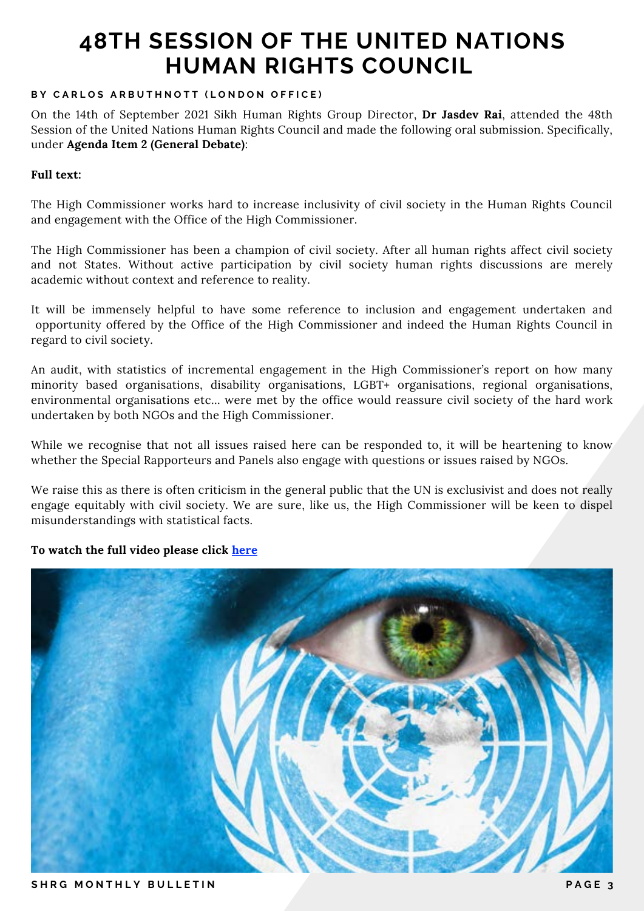# 48TH SESSION OF THE UNITED NATIONS HUMAN RIGHTS COUNCIL

**BY CARLOS ARBUTHNOTT (LONDON OFFICE)**

On the 14th of September 2021 Sikh Human Rights Group Director, **Dr Jasdev Rai**, attended the 48th Session of the United Nations Human Rights Council and made the following oral submission. Specifically, under **Agenda Item 2 (General Debate)**:

**Full text:**

The High Commissioner works hard to increase inclusivity of civil society in the Human Rights Council and engagement with the Office of the High Commissioner.

The High Commissioner has been a champion of civil society. After all human rights affect civil society and not States. Without active participation by civil society human rights discussions are merely academic without context and reference to reality.

It will be immensely helpful to have some reference to inclusion and engagement undertaken and opportunity offered by the Office of the High Commissioner and indeed the Human Rights Council in regard to civil society.

An audit, with statistics of incremental engagement in the High Commissioner's report on how many minority based organisations, disability organisations, LGBT+ organisations, regional organisations, environmental organisations etc... were met by the office would reassure civil society of the hard work undertaken by both NGOs and the High Commissioner.

While we recognise that not all issues raised here can be responded to, it will be heartening to know whether the Special Rapporteurs and Panels also engage with questions or issues raised by NGOs.

We raise this as there is often criticism in the general public that the UN is exclusivist and does not really engage equitably with civil society. We are sure, like us, the High Commissioner will be keen to dispel misunderstandings with statistical facts.

**To watch the full video please click here**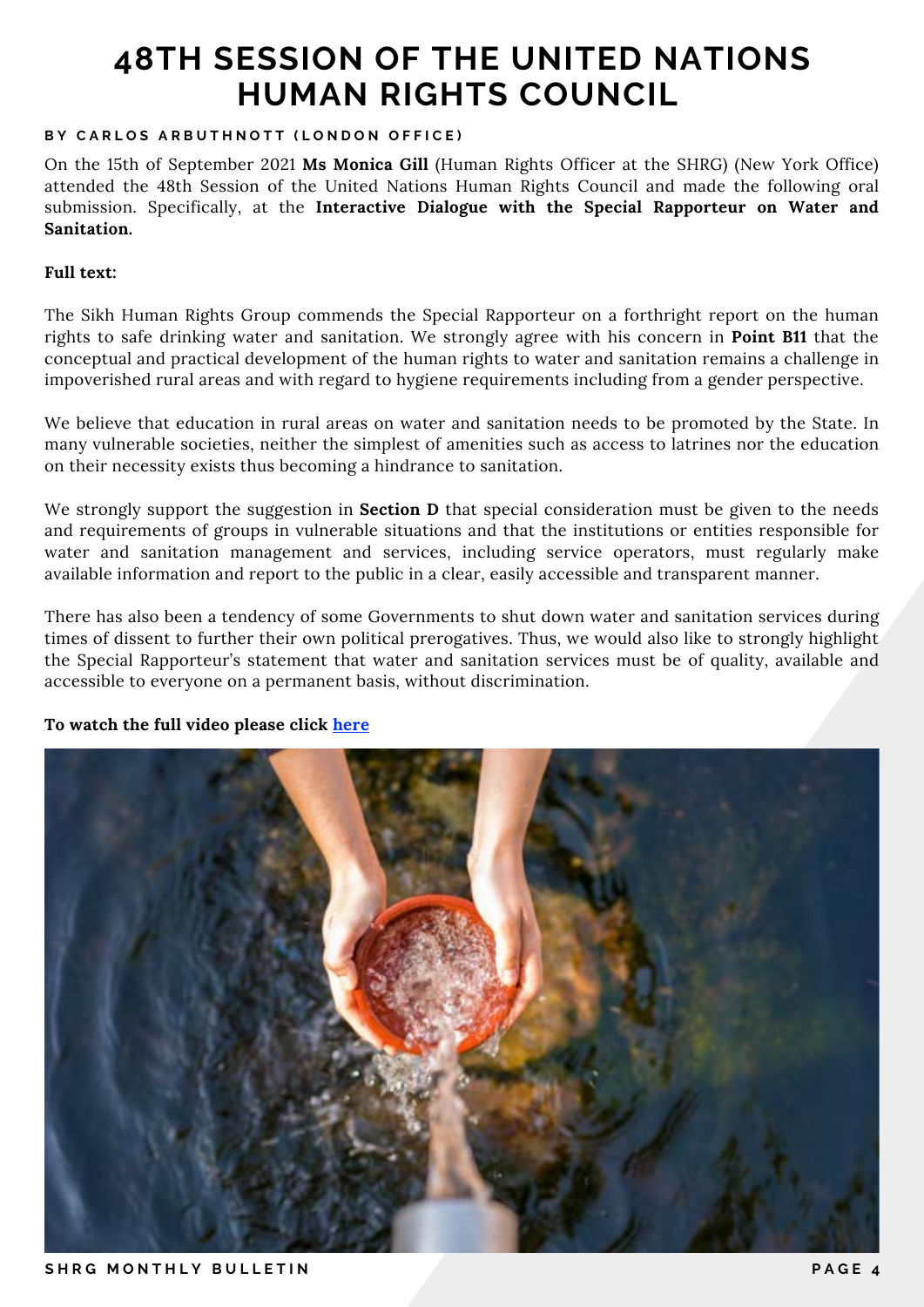# 48TH SESSION OF THE UNITED NATIONS HUMAN RIGHTS COUNCIL

**BY CARLOS ARBUTHNOTT (LONDON OFFICE)**

On the 15th of September 2021 **Ms Monica Gill** (Human Rights Officer at the SHRG) (New York Office) attended the 48th Session of the United Nations Human Rights Council and made the following oral submission. Specifically, at the **Interactive Dialogue with the Special Rapporteur on Water and Sanitation.**

**Full text:**

The Sikh Human Rights Group commends the Special Rapporteur on a forthright report on the human rights to safe drinking water and sanitation. We strongly agree with his concern in **Point B11** that the conceptual and practical development of the human rights to water and sanitation remains a challenge in impoverished rural areas and with regard to hygiene requirements including from a gender perspective.

We believe that education in rural areas on water and sanitation needs to be promoted by the State. In many vulnerable societies, neither the simplest of amenities such as access to latrines nor the education on their necessity exists thus becoming a hindrance to sanitation.

We strongly support the suggestion in **Section D** that special consideration must be given to the needs and requirements of groups in vulnerable situations and that the institutions or entities responsible for water and sanitation management and services, including service operators, must regularly make available information and report to the public in a clear, easily accessible and transparent manner.

There has also been a tendency of some Governments to shut down water and sanitation services during times of dissent to further their own political prerogatives. Thus, we would also like to strongly highlight the Special Rapporteur's statement that water and sanitation services must be of quality, available and accessible to everyone on a permanent basis, without discrimination.

**To watch the full video please click here**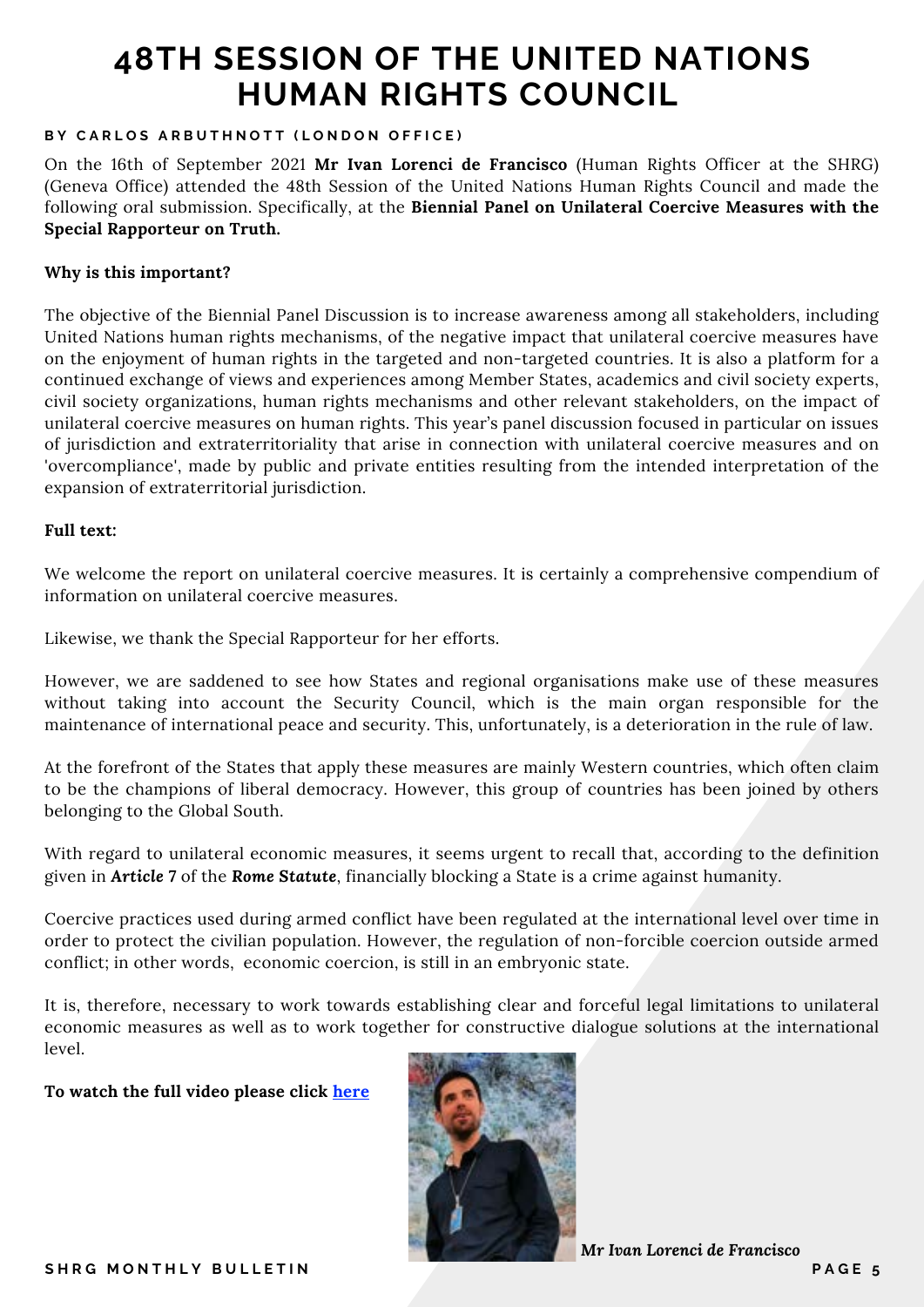# 48TH SESSION OF THE UNITED NATIONS HUMAN RIGHTS COUNCIL

**BY CARLOS ARBUTHNOTT (LONDON OFFICE)**

On the 16th of September 2021 **Mr Ivan Lorenci de Francisco** (Human Rights Officer at the SHRG) (Geneva Office) attended the 48th Session of the United Nations Human Rights Council and made the following oral submission. Specifically, at the **Biennial Panel on Unilateral Coercive Measures with the Special Rapporteur on Truth.**

**Why is this important?**

The objective of the Biennial Panel Discussion is to increase awareness among all stakeholders, including United Nations human rights mechanisms, of the negative impact that unilateral coercive measures have on the enjoyment of human rights in the targeted and non-targeted countries. It is also a platform for a continued exchange of views and experiences among Member States, academics and civil society experts, civil society organizations, human rights mechanisms and other relevant stakeholders, on the impact of unilateral coercive measures on human rights. This year's panel discussion focused in particular on issues of jurisdiction and extraterritoriality that arise in connection with unilateral coercive measures and on 'overcompliance', made by public and private entities resulting from the intended interpretation of the expansion of extraterritorial jurisdiction.

**Full text:**

We welcome the report on unilateral coercive measures. It is certainly a comprehensive compendium of information on unilateral coercive measures.

Likewise, we thank the Special Rapporteur for her efforts.

However, we are saddened to see how States and regional organisations make use of these measures without taking into account the Security Council, which is the main organ responsible for the maintenance of international peace and security. This, unfortunately, is a deterioration in the rule of law.

At the forefront of the States that apply these measures are mainly Western countries, which often claim to be the champions of liberal democracy. However, this group of countries has been joined by others belonging to the Global South.

With regard to unilateral economic measures, it seems urgent to recall that, according to the definition given in ***Article* 7** of the ***Rome Statute***, financially blocking a State is a crime against humanity.

Coercive practices used during armed conflict have been regulated at the international level over time in order to protect the civilian population. However, the regulation of non-forcible coercion outside armed conflict; in other words, economic coercion, is still in an embryonic state.

It is, therefore, necessary to work towards establishing clear and forceful legal limitations to unilateral economic measures as well as to work together for constructive dialogue solutions at the international level.

**To watch the full video please click here**

***Mr Ivan Lorenci de Francisco***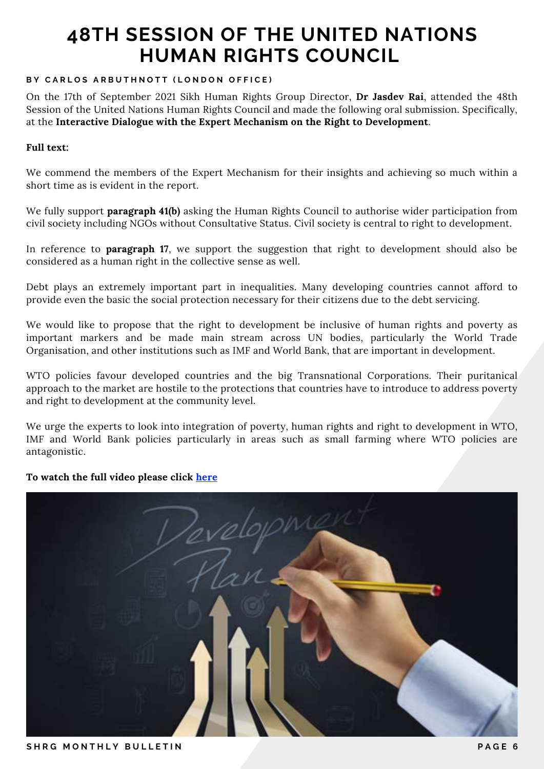# 48TH SESSION OF THE UNITED NATIONS HUMAN RIGHTS COUNCIL

**BY CARLOS ARBUTHNOTT (LONDON OFFICE)**

On the 17th of September 2021 Sikh Human Rights Group Director, **Dr Jasdev Rai**, attended the 48th Session of the United Nations Human Rights Council and made the following oral submission. Specifically, at the **Interactive Dialogue with the Expert Mechanism on the Right to Development**.

**Full text:**

We commend the members of the Expert Mechanism for their insights and achieving so much within a short time as is evident in the report.

We fully support **paragraph 41(b)** asking the Human Rights Council to authorise wider participation from civil society including NGOs without Consultative Status. Civil society is central to right to development.

In reference to **paragraph 17**, we support the suggestion that right to development should also be considered as a human right in the collective sense as well.

Debt plays an extremely important part in inequalities. Many developing countries cannot afford to provide even the basic the social protection necessary for their citizens due to the debt servicing.

We would like to propose that the right to development be inclusive of human rights and poverty as important markers and be made main stream across UN bodies, particularly the World Trade Organisation, and other institutions such as IMF and World Bank, that are important in development.

WTO policies favour developed countries and the big Transnational Corporations. Their puritanical approach to the market are hostile to the protections that countries have to introduce to address poverty and right to development at the community level.

We urge the experts to look into integration of poverty, human rights and right to development in WTO, IMF and World Bank policies particularly in areas such as small farming where WTO policies are antagonistic.

**To watch the full video please click here**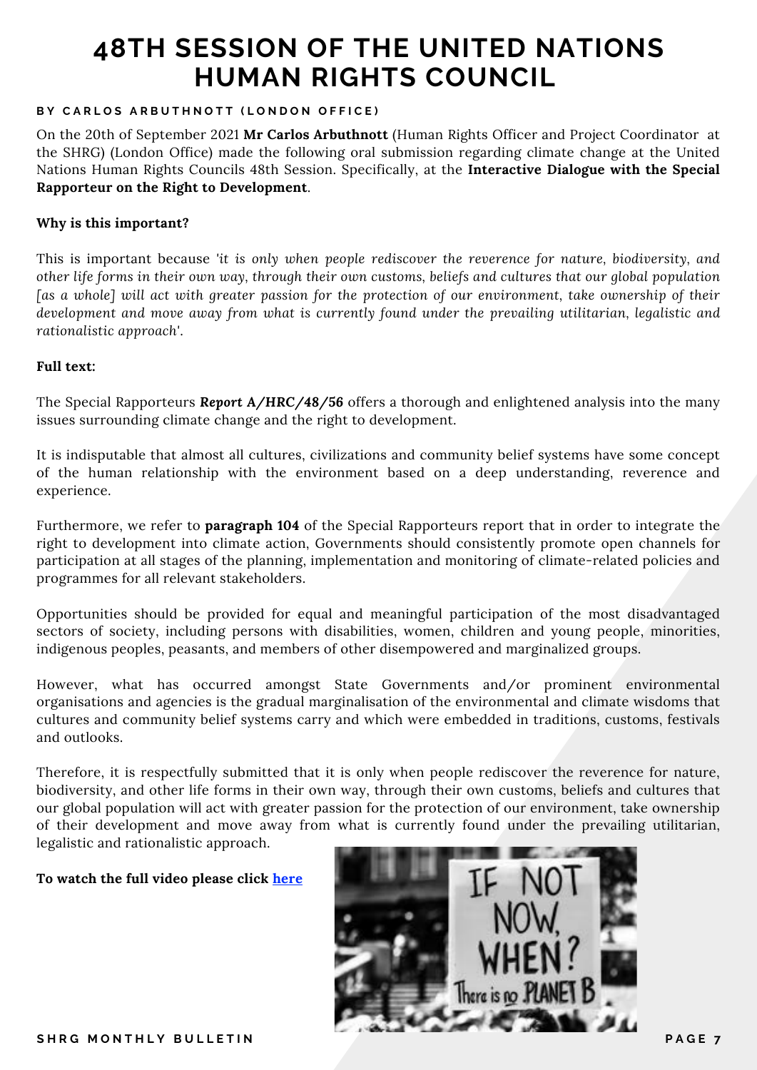# 48TH SESSION OF THE UNITED NATIONS HUMAN RIGHTS COUNCIL

**BY CARLOS ARBUTHNOTT (LONDON OFFICE)**

On the 20th of September 2021 **Mr Carlos Arbuthnott** (Human Rights Officer and Project Coordinator at the SHRG) (London Office) made the following oral submission regarding climate change at the United Nations Human Rights Councils 48th Session. Specifically, at the **Interactive Dialogue with the Special Rapporteur on the Right to Development**.

**Why is this important?**

This is important because *'it is only when people rediscover the reverence for nature, biodiversity, and other life forms in their own way, through their own customs, beliefs and cultures that our global population [as a whole] will act with greater passion for the protection of our environment, take ownership of their development and move away from what is currently found under the prevailing utilitarian, legalistic and rationalistic approach'.*

**Full text:**

The Special Rapporteurs ***Report A/HRC/48/56*** offers a thorough and enlightened analysis into the many issues surrounding climate change and the right to development.

It is indisputable that almost all cultures, civilizations and community belief systems have some concept of the human relationship with the environment based on a deep understanding, reverence and experience.

Furthermore, we refer to **paragraph 104** of the Special Rapporteurs report that in order to integrate the right to development into climate action, Governments should consistently promote open channels for participation at all stages of the planning, implementation and monitoring of climate-related policies and programmes for all relevant stakeholders.

Opportunities should be provided for equal and meaningful participation of the most disadvantaged sectors of society, including persons with disabilities, women, children and young people, minorities, indigenous peoples, peasants, and members of other disempowered and marginalized groups.

However, what has occurred amongst State Governments and/or prominent environmental organisations and agencies is the gradual marginalisation of the environmental and climate wisdoms that cultures and community belief systems carry and which were embedded in traditions, customs, festivals and outlooks.

Therefore, it is respectfully submitted that it is only when people rediscover the reverence for nature, biodiversity, and other life forms in their own way, through their own customs, beliefs and cultures that our global population will act with greater passion for the protection of our environment, take ownership of their development and move away from what is currently found under the prevailing utilitarian, legalistic and rationalistic approach.

**To watch the full video please click here**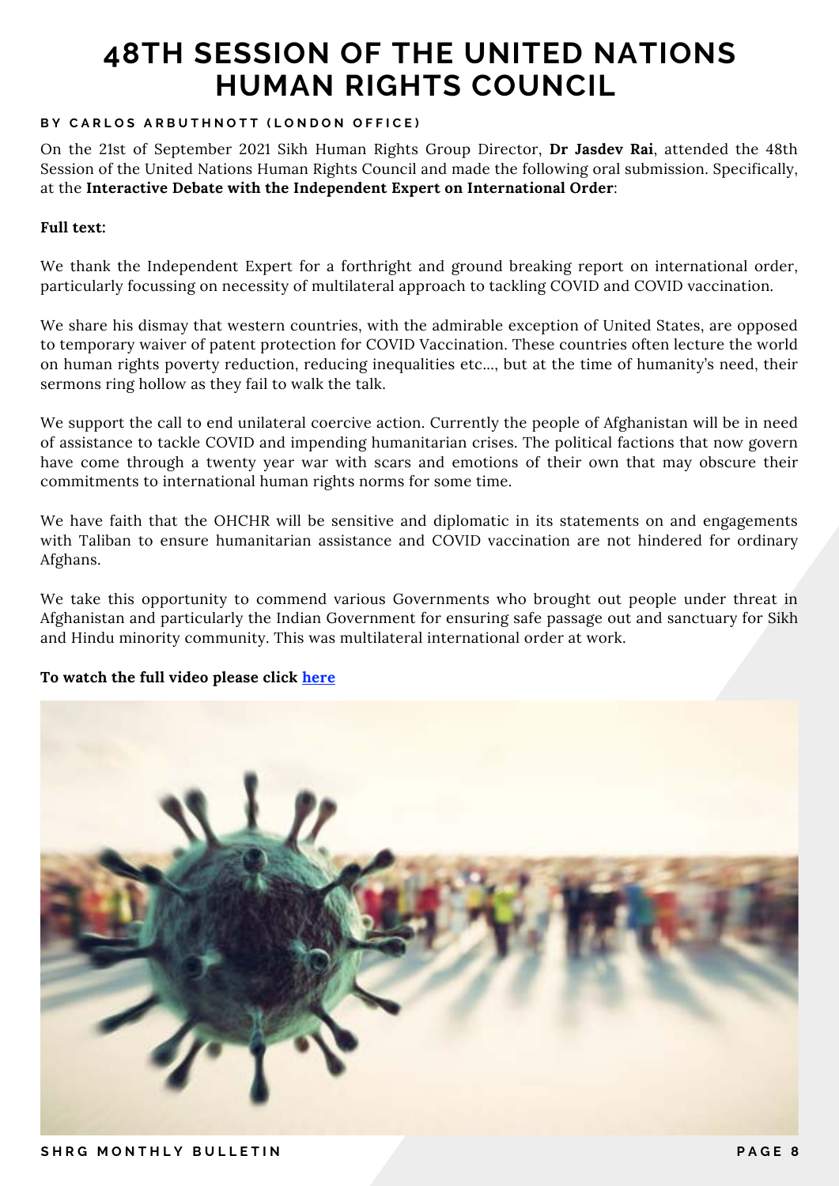# 48TH SESSION OF THE UNITED NATIONS HUMAN RIGHTS COUNCIL

**BY CARLOS ARBUTHNOTT (LONDON OFFICE)**

On the 21st of September 2021 Sikh Human Rights Group Director, **Dr Jasdev Rai**, attended the 48th Session of the United Nations Human Rights Council and made the following oral submission. Specifically, at the **Interactive Debate with the Independent Expert on International Order**:

**Full text:**

We thank the Independent Expert for a forthright and ground breaking report on international order, particularly focussing on necessity of multilateral approach to tackling COVID and COVID vaccination.

We share his dismay that western countries, with the admirable exception of United States, are opposed to temporary waiver of patent protection for COVID Vaccination. These countries often lecture the world on human rights poverty reduction, reducing inequalities etc..., but at the time of humanity's need, their sermons ring hollow as they fail to walk the talk.

We support the call to end unilateral coercive action. Currently the people of Afghanistan will be in need of assistance to tackle COVID and impending humanitarian crises. The political factions that now govern have come through a twenty year war with scars and emotions of their own that may obscure their commitments to international human rights norms for some time.

We have faith that the OHCHR will be sensitive and diplomatic in its statements on and engagements with Taliban to ensure humanitarian assistance and COVID vaccination are not hindered for ordinary Afghans.

We take this opportunity to commend various Governments who brought out people under threat in Afghanistan and particularly the Indian Government for ensuring safe passage out and sanctuary for Sikh and Hindu minority community. This was multilateral international order at work.

**To watch the full video please click here**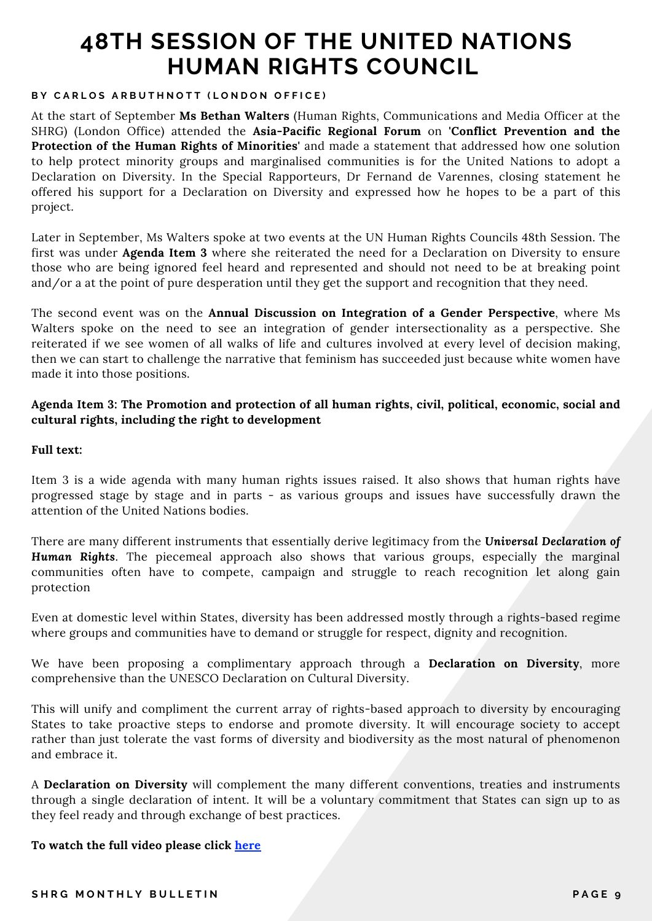# 48TH SESSION OF THE UNITED NATIONS HUMAN RIGHTS COUNCIL

**BY CARLOS ARBUTHNOTT (LONDON OFFICE)**

At the start of September **Ms Bethan Walters** (Human Rights, Communications and Media Officer at the SHRG) (London Office) attended the **Asia-Pacific Regional Forum** on **'Conflict Prevention and the Protection of the Human Rights of Minorities'** and made a statement that addressed how one solution to help protect minority groups and marginalised communities is for the United Nations to adopt a Declaration on Diversity. In the Special Rapporteurs, Dr Fernand de Varennes, closing statement he offered his support for a Declaration on Diversity and expressed how he hopes to be a part of this project.

Later in September, Ms Walters spoke at two events at the UN Human Rights Councils 48th Session. The first was under **Agenda Item 3** where she reiterated the need for a Declaration on Diversity to ensure those who are being ignored feel heard and represented and should not need to be at breaking point and/or a at the point of pure desperation until they get the support and recognition that they need.

The second event was on the **Annual Discussion on Integration of a Gender Perspective**, where Ms Walters spoke on the need to see an integration of gender intersectionality as a perspective. She reiterated if we see women of all walks of life and cultures involved at every level of decision making, then we can start to challenge the narrative that feminism has succeeded just because white women have made it into those positions.

**Agenda Item 3: The Promotion and protection of all human rights, civil, political, economic, social and cultural rights, including the right to development**

**Full text:**

Item 3 is a wide agenda with many human rights issues raised. It also shows that human rights have progressed stage by stage and in parts - as various groups and issues have successfully drawn the attention of the United Nations bodies.

There are many different instruments that essentially derive legitimacy from the ***Universal Declaration of Human Rights***. The piecemeal approach also shows that various groups, especially the marginal communities often have to compete, campaign and struggle to reach recognition let along gain protection

Even at domestic level within States, diversity has been addressed mostly through a rights-based regime where groups and communities have to demand or struggle for respect, dignity and recognition.

We have been proposing a complimentary approach through a **Declaration on Diversity**, more comprehensive than the UNESCO Declaration on Cultural Diversity.

This will unify and compliment the current array of rights-based approach to diversity by encouraging States to take proactive steps to endorse and promote diversity. It will encourage society to accept rather than just tolerate the vast forms of diversity and biodiversity as the most natural of phenomenon and embrace it.

A **Declaration on Diversity** will complement the many different conventions, treaties and instruments through a single declaration of intent. It will be a voluntary commitment that States can sign up to as they feel ready and through exchange of best practices.

**To watch the full video please click here**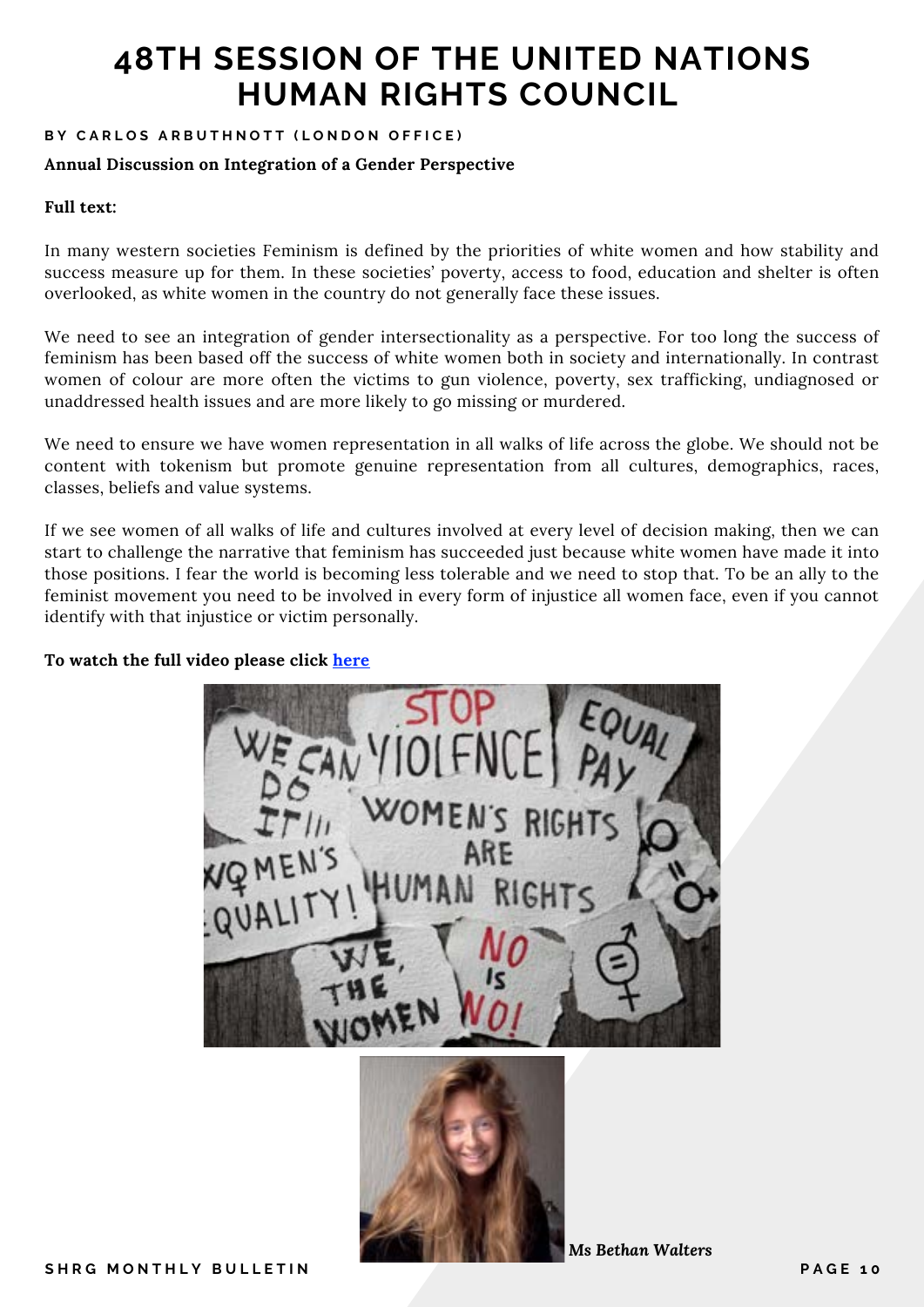# 48TH SESSION OF THE UNITED NATIONS HUMAN RIGHTS COUNCIL

**BY CARLOS ARBUTHNOTT (LONDON OFFICE)**

**Annual Discussion on Integration of a Gender Perspective**

**Full text:**

In many western societies Feminism is defined by the priorities of white women and how stability and success measure up for them. In these societies' poverty, access to food, education and shelter is often overlooked, as white women in the country do not generally face these issues.

We need to see an integration of gender intersectionality as a perspective. For too long the success of feminism has been based off the success of white women both in society and internationally. In contrast women of colour are more often the victims to gun violence, poverty, sex trafficking, undiagnosed or unaddressed health issues and are more likely to go missing or murdered.

We need to ensure we have women representation in all walks of life across the globe. We should not be content with tokenism but promote genuine representation from all cultures, demographics, races, classes, beliefs and value systems.

If we see women of all walks of life and cultures involved at every level of decision making, then we can start to challenge the narrative that feminism has succeeded just because white women have made it into those positions. I fear the world is becoming less tolerable and we need to stop that. To be an ally to the feminist movement you need to be involved in every form of injustice all women face, even if you cannot identify with that injustice or victim personally.

**To watch the full video please click here**

*Ms Bethan Walters*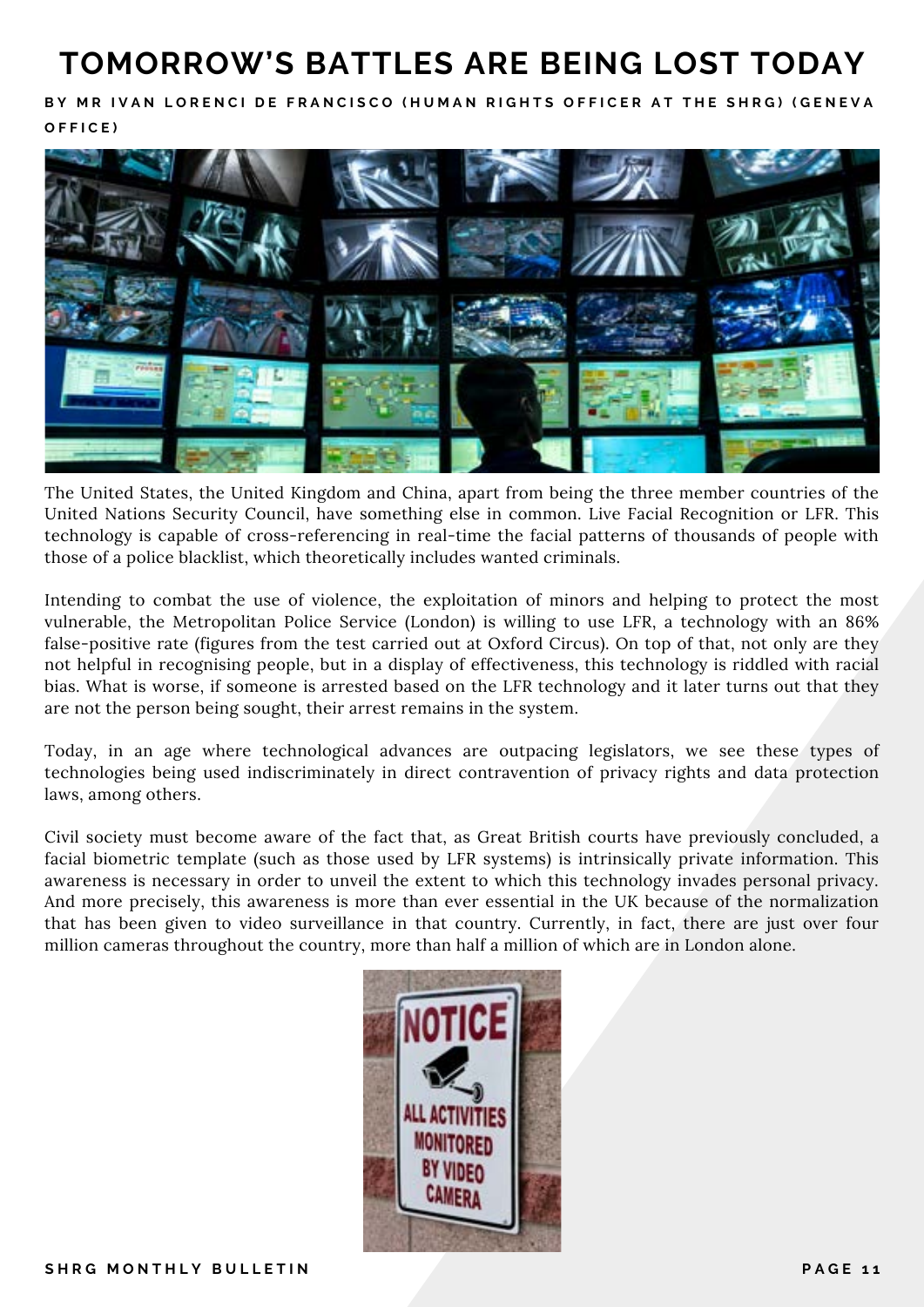# TOMORROW'S BATTLES ARE BEING LOST TODAY

**BY MR IVAN LORENCI DE FRANCISCO (HUMAN RIGHTS OFFICER AT THE SHRG) (GENEVA OFFICE)**

The United States, the United Kingdom and China, apart from being the three member countries of the United Nations Security Council, have something else in common. Live Facial Recognition or LFR. This technology is capable of cross-referencing in real-time the facial patterns of thousands of people with those of a police blacklist, which theoretically includes wanted criminals.

Intending to combat the use of violence, the exploitation of minors and helping to protect the most vulnerable, the Metropolitan Police Service (London) is willing to use LFR, a technology with an 86% false-positive rate (figures from the test carried out at Oxford Circus). On top of that, not only are they not helpful in recognising people, but in a display of effectiveness, this technology is riddled with racial bias. What is worse, if someone is arrested based on the LFR technology and it later turns out that they are not the person being sought, their arrest remains in the system.

Today, in an age where technological advances are outpacing legislators, we see these types of technologies being used indiscriminately in direct contravention of privacy rights and data protection laws, among others.

Civil society must become aware of the fact that, as Great British courts have previously concluded, a facial biometric template (such as those used by LFR systems) is intrinsically private information. This awareness is necessary in order to unveil the extent to which this technology invades personal privacy. And more precisely, this awareness is more than ever essential in the UK because of the normalization that has been given to video surveillance in that country. Currently, in fact, there are just over four million cameras throughout the country, more than half a million of which are in London alone.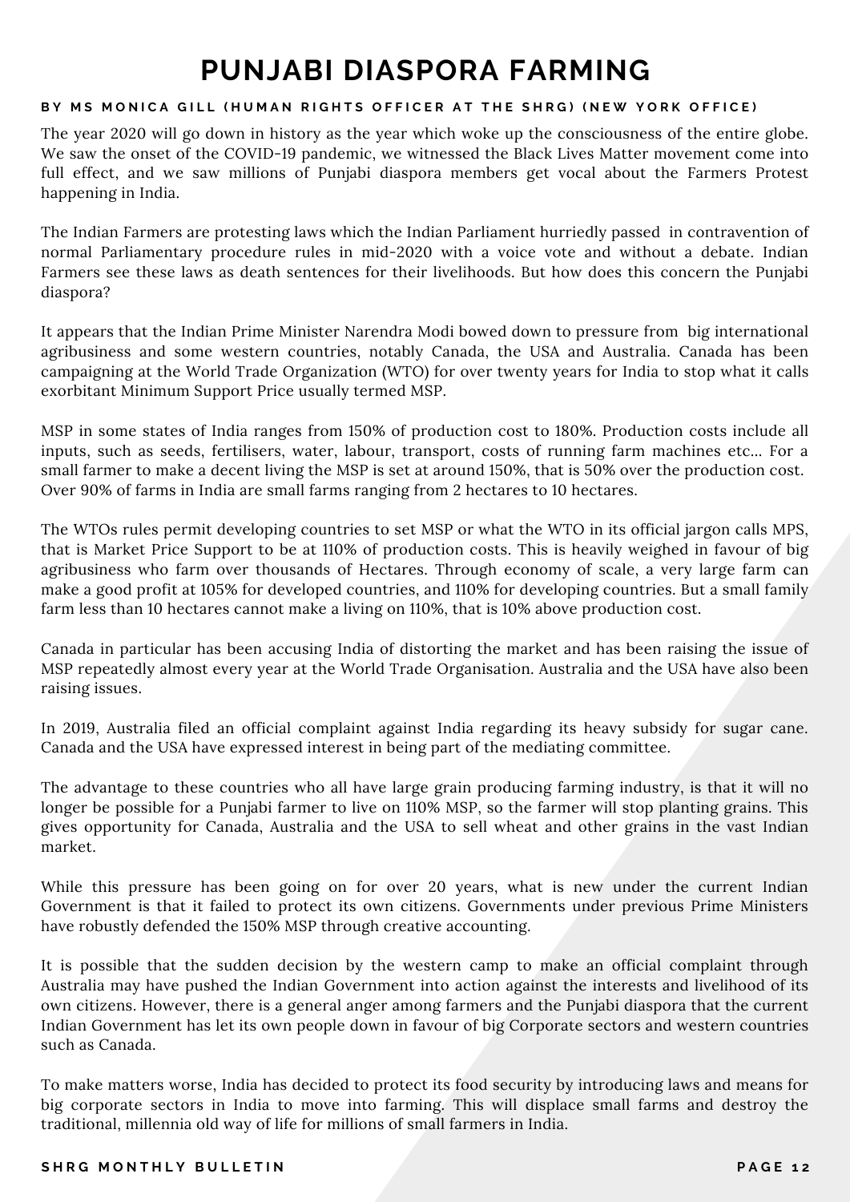# PUNJABI DIASPORA FARMING

**BY MS MONICA GILL (HUMAN RIGHTS OFFICER AT THE SHRG) (NEW YORK OFFICE)**

The year 2020 will go down in history as the year which woke up the consciousness of the entire globe. We saw the onset of the COVID-19 pandemic, we witnessed the Black Lives Matter movement come into full effect, and we saw millions of Punjabi diaspora members get vocal about the Farmers Protest happening in India.

The Indian Farmers are protesting laws which the Indian Parliament hurriedly passed in contravention of normal Parliamentary procedure rules in mid-2020 with a voice vote and without a debate. Indian Farmers see these laws as death sentences for their livelihoods. But how does this concern the Punjabi diaspora?

It appears that the Indian Prime Minister Narendra Modi bowed down to pressure from big international agribusiness and some western countries, notably Canada, the USA and Australia. Canada has been campaigning at the World Trade Organization (WTO) for over twenty years for India to stop what it calls exorbitant Minimum Support Price usually termed MSP.

MSP in some states of India ranges from 150% of production cost to 180%. Production costs include all inputs, such as seeds, fertilisers, water, labour, transport, costs of running farm machines etc... For a small farmer to make a decent living the MSP is set at around 150%, that is 50% over the production cost. Over 90% of farms in India are small farms ranging from 2 hectares to 10 hectares.

The WTOs rules permit developing countries to set MSP or what the WTO in its official jargon calls MPS, that is Market Price Support to be at 110% of production costs. This is heavily weighed in favour of big agribusiness who farm over thousands of Hectares. Through economy of scale, a very large farm can make a good profit at 105% for developed countries, and 110% for developing countries. But a small family farm less than 10 hectares cannot make a living on 110%, that is 10% above production cost.

Canada in particular has been accusing India of distorting the market and has been raising the issue of MSP repeatedly almost every year at the World Trade Organisation. Australia and the USA have also been raising issues.

In 2019, Australia filed an official complaint against India regarding its heavy subsidy for sugar cane. Canada and the USA have expressed interest in being part of the mediating committee.

The advantage to these countries who all have large grain producing farming industry, is that it will no longer be possible for a Punjabi farmer to live on 110% MSP, so the farmer will stop planting grains. This gives opportunity for Canada, Australia and the USA to sell wheat and other grains in the vast Indian market.

While this pressure has been going on for over 20 years, what is new under the current Indian Government is that it failed to protect its own citizens. Governments under previous Prime Ministers have robustly defended the 150% MSP through creative accounting.

It is possible that the sudden decision by the western camp to make an official complaint through Australia may have pushed the Indian Government into action against the interests and livelihood of its own citizens. However, there is a general anger among farmers and the Punjabi diaspora that the current Indian Government has let its own people down in favour of big Corporate sectors and western countries such as Canada.

To make matters worse, India has decided to protect its food security by introducing laws and means for big corporate sectors in India to move into farming. This will displace small farms and destroy the traditional, millennia old way of life for millions of small farmers in India.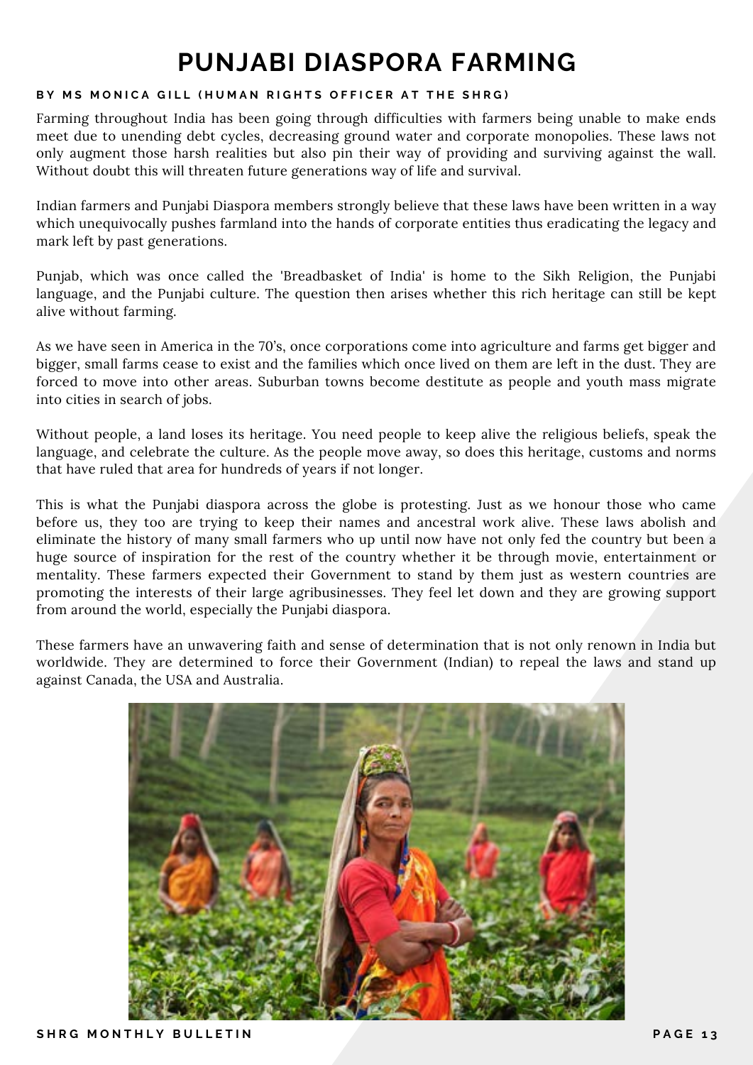# PUNJABI DIASPORA FARMING

**BY MS MONICA GILL (HUMAN RIGHTS OFFICER AT THE SHRG)**

Farming throughout India has been going through difficulties with farmers being unable to make ends meet due to unending debt cycles, decreasing ground water and corporate monopolies. These laws not only augment those harsh realities but also pin their way of providing and surviving against the wall. Without doubt this will threaten future generations way of life and survival.

Indian farmers and Punjabi Diaspora members strongly believe that these laws have been written in a way which unequivocally pushes farmland into the hands of corporate entities thus eradicating the legacy and mark left by past generations.

Punjab, which was once called the 'Breadbasket of India' is home to the Sikh Religion, the Punjabi language, and the Punjabi culture. The question then arises whether this rich heritage can still be kept alive without farming.

As we have seen in America in the 70's, once corporations come into agriculture and farms get bigger and bigger, small farms cease to exist and the families which once lived on them are left in the dust. They are forced to move into other areas. Suburban towns become destitute as people and youth mass migrate into cities in search of jobs.

Without people, a land loses its heritage. You need people to keep alive the religious beliefs, speak the language, and celebrate the culture. As the people move away, so does this heritage, customs and norms that have ruled that area for hundreds of years if not longer.

This is what the Punjabi diaspora across the globe is protesting. Just as we honour those who came before us, they too are trying to keep their names and ancestral work alive. These laws abolish and eliminate the history of many small farmers who up until now have not only fed the country but been a huge source of inspiration for the rest of the country whether it be through movie, entertainment or mentality. These farmers expected their Government to stand by them just as western countries are promoting the interests of their large agribusinesses. They feel let down and they are growing support from around the world, especially the Punjabi diaspora.

These farmers have an unwavering faith and sense of determination that is not only renown in India but worldwide. They are determined to force their Government (Indian) to repeal the laws and stand up against Canada, the USA and Australia.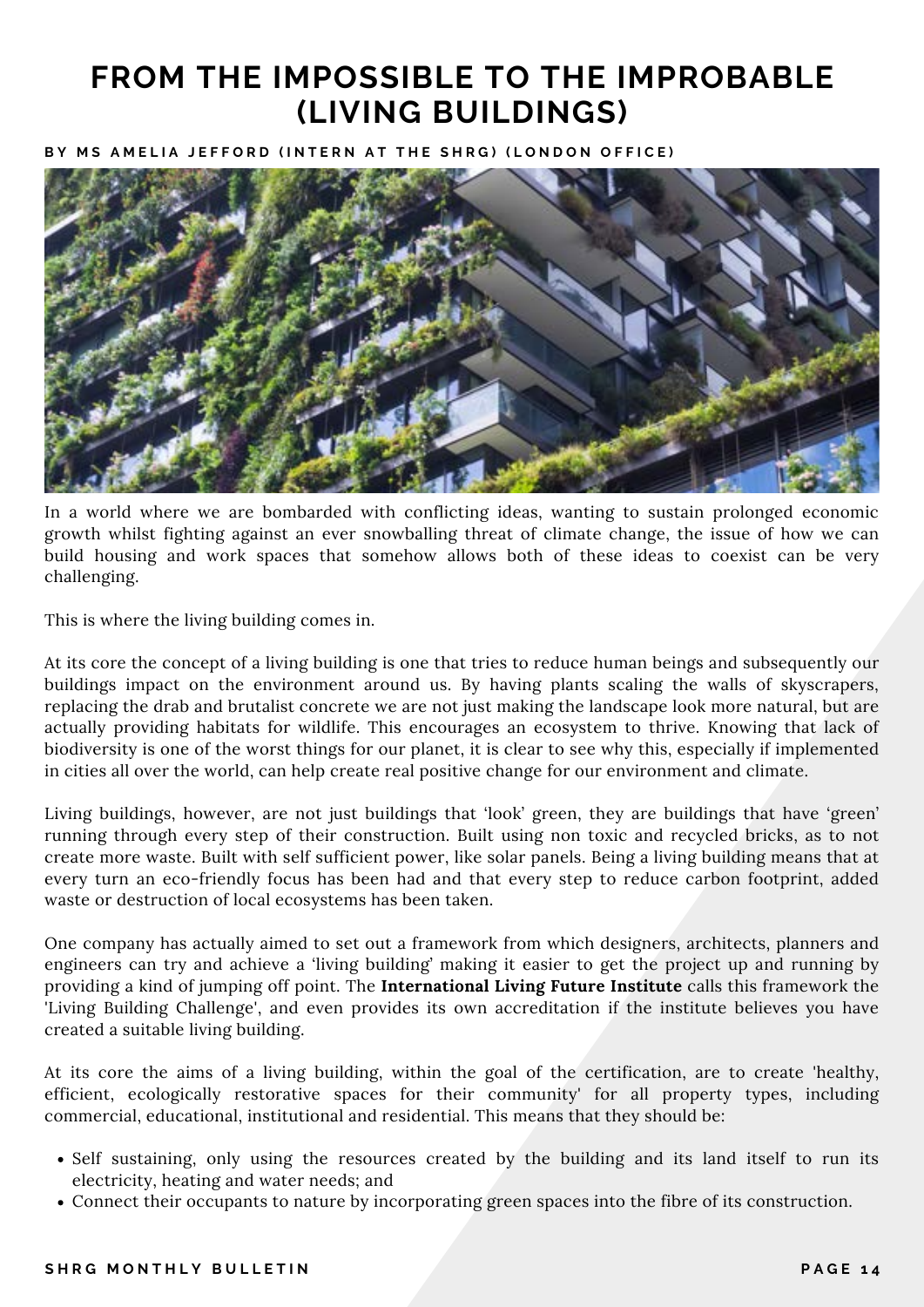# FROM THE IMPOSSIBLE TO THE IMPROBABLE (LIVING BUILDINGS)

**BY MS AMELIA JEFFORD (INTERN AT THE SHRG) (LONDON OFFICE)**

In a world where we are bombarded with conflicting ideas, wanting to sustain prolonged economic growth whilst fighting against an ever snowballing threat of climate change, the issue of how we can build housing and work spaces that somehow allows both of these ideas to coexist can be very challenging.

This is where the living building comes in.

At its core the concept of a living building is one that tries to reduce human beings and subsequently our buildings impact on the environment around us. By having plants scaling the walls of skyscrapers, replacing the drab and brutalist concrete we are not just making the landscape look more natural, but are actually providing habitats for wildlife. This encourages an ecosystem to thrive. Knowing that lack of biodiversity is one of the worst things for our planet, it is clear to see why this, especially if implemented in cities all over the world, can help create real positive change for our environment and climate.

Living buildings, however, are not just buildings that 'look' green, they are buildings that have 'green' running through every step of their construction. Built using non toxic and recycled bricks, as to not create more waste. Built with self sufficient power, like solar panels. Being a living building means that at every turn an eco-friendly focus has been had and that every step to reduce carbon footprint, added waste or destruction of local ecosystems has been taken.

One company has actually aimed to set out a framework from which designers, architects, planners and engineers can try and achieve a 'living building' making it easier to get the project up and running by providing a kind of jumping off point. The **International Living Future Institute** calls this framework the 'Living Building Challenge', and even provides its own accreditation if the institute believes you have created a suitable living building.

At its core the aims of a living building, within the goal of the certification, are to create 'healthy, efficient, ecologically restorative spaces for their community' for all property types, including commercial, educational, institutional and residential. This means that they should be:

- Self sustaining, only using the resources created by the building and its land itself to run its electricity, heating and water needs; and
- Connect their occupants to nature by incorporating green spaces into the fibre of its construction.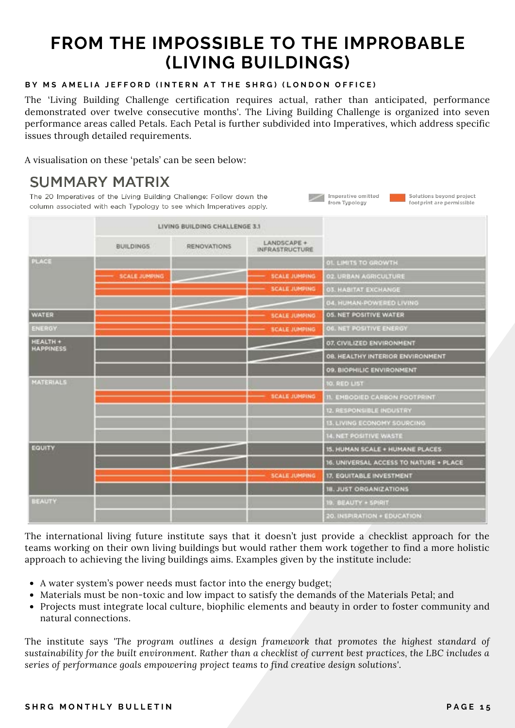# FROM THE IMPOSSIBLE TO THE IMPROBABLE (LIVING BUILDINGS)

**BY MS AMELIA JEFFORD (INTERN AT THE SHRG) (LONDON OFFICE)**

The 'Living Building Challenge certification requires actual, rather than anticipated, performance demonstrated over twelve consecutive months'. The Living Building Challenge is organized into seven performance areas called Petals. Each Petal is further subdivided into Imperatives, which address specific issues through detailed requirements.

A visualisation on these 'petals' can be seen below:

## SUMMARY MATRIX

The 20 Imperatives of the Living Building Challenge: Follow down the column associated with each Typology to see which Imperatives apply.

Legend: Imperative omitted from Typology; Solutions beyond project footprint are permissible

| | LIVING BUILDING CHALLENGE 3.1 | | | |
|---|---|---|---|---|
| | BUILDINGS | RENOVATIONS | LANDSCAPE + INFRASTRUCTURE | |
| PLACE | | | | 01. LIMITS TO GROWTH |
| | SCALE JUMPING | | SCALE JUMPING | 02. URBAN AGRICULTURE |
| | | | SCALE JUMPING | 03. HABITAT EXCHANGE |
| | | | | 04. HUMAN-POWERED LIVING |
| WATER | | | SCALE JUMPING | 05. NET POSITIVE WATER |
| ENERGY | | | SCALE JUMPING | 06. NET POSITIVE ENERGY |
| HEALTH + HAPPINESS | | | | 07. CIVILIZED ENVIRONMENT |
| | | | | 08. HEALTHY INTERIOR ENVIRONMENT |
| | | | | 09. BIOPHILIC ENVIRONMENT |
| MATERIALS | | | | 10. RED LIST |
| | | | SCALE JUMPING | 11. EMBODIED CARBON FOOTPRINT |
| | | | | 12. RESPONSIBLE INDUSTRY |
| | | | | 13. LIVING ECONOMY SOURCING |
| | | | | 14. NET POSITIVE WASTE |
| EQUITY | | | | 15. HUMAN SCALE + HUMANE PLACES |
| | | | | 16. UNIVERSAL ACCESS TO NATURE + PLACE |
| | | | SCALE JUMPING | 17. EQUITABLE INVESTMENT |
| | | | | 18. JUST ORGANIZATIONS |
| BEAUTY | | | | 19. BEAUTY + SPIRIT |
| | | | | 20. INSPIRATION + EDUCATION |

The international living future institute says that it doesn't just provide a checklist approach for the teams working on their own living buildings but would rather them work together to find a more holistic approach to achieving the living buildings aims. Examples given by the institute include:

- A water system's power needs must factor into the energy budget;
- Materials must be non-toxic and low impact to satisfy the demands of the Materials Petal; and
- Projects must integrate local culture, biophilic elements and beauty in order to foster community and natural connections.

The institute says *'The program outlines a design framework that promotes the highest standard of sustainability for the built environment. Rather than a checklist of current best practices, the LBC includes a series of performance goals empowering project teams to find creative design solutions'.*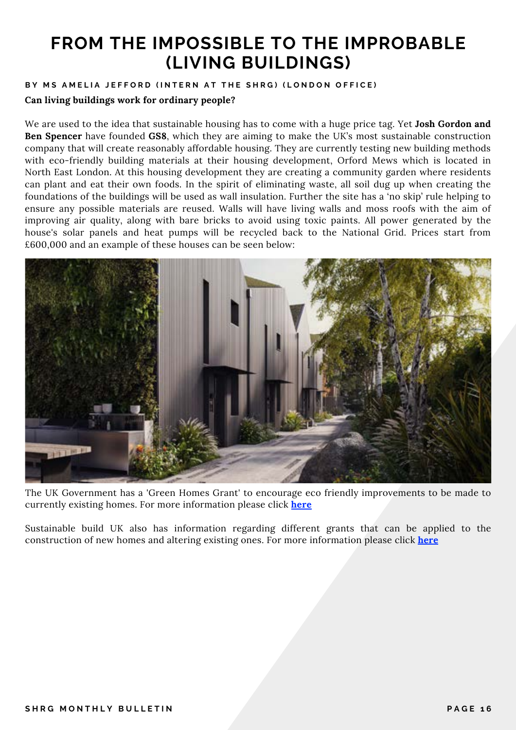# FROM THE IMPOSSIBLE TO THE IMPROBABLE (LIVING BUILDINGS)

**BY MS AMELIA JEFFORD (INTERN AT THE SHRG) (LONDON OFFICE)**

**Can living buildings work for ordinary people?**

We are used to the idea that sustainable housing has to come with a huge price tag. Yet **Josh Gordon and Ben Spencer** have founded **GS8**, which they are aiming to make the UK's most sustainable construction company that will create reasonably affordable housing. They are currently testing new building methods with eco-friendly building materials at their housing development, Orford Mews which is located in North East London. At this housing development they are creating a community garden where residents can plant and eat their own foods. In the spirit of eliminating waste, all soil dug up when creating the foundations of the buildings will be used as wall insulation. Further the site has a 'no skip' rule helping to ensure any possible materials are reused. Walls will have living walls and moss roofs with the aim of improving air quality, along with bare bricks to avoid using toxic paints. All power generated by the house's solar panels and heat pumps will be recycled back to the National Grid. Prices start from £600,000 and an example of these houses can be seen below:

The UK Government has a 'Green Homes Grant' to encourage eco friendly improvements to be made to currently existing homes. For more information please click **here**

Sustainable build UK also has information regarding different grants that can be applied to the construction of new homes and altering existing ones. For more information please click **here**